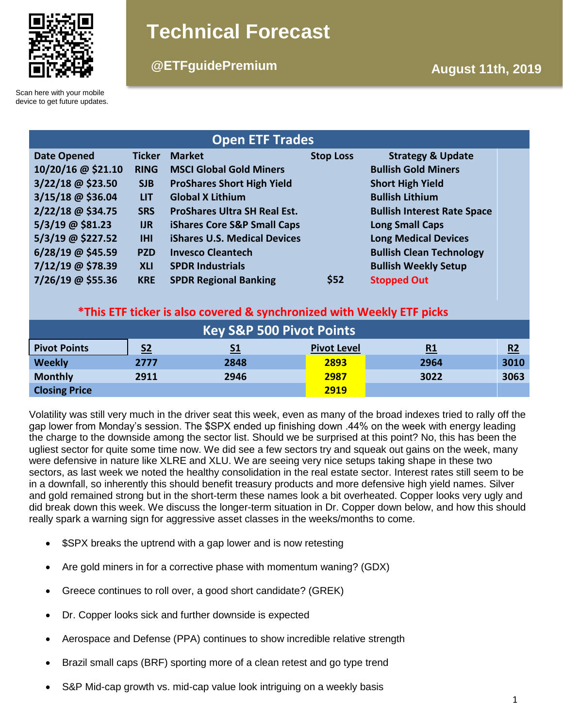Scan here with your mobile device to get future updates.

# Technical Forecast

**@ETFguidePremium**

**August 11th, 2019**

## Open ETF Trades

| Date Opened | Ticker | Market | Stop Loss | Strategy & Update |
|---|---|---|---|---|
| 10/20/16 @ $21.10 | RING | MSCI Global Gold Miners | | Bullish Gold Miners |
| 3/22/18 @ $23.50 | SJB | ProShares Short High Yield | | Short High Yield |
| 3/15/18 @ $36.04 | LIT | Global X Lithium | | Bullish Lithium |
| 2/22/18 @ $34.75 | SRS | ProShares Ultra SH Real Est. | | Bullish Interest Rate Space |
| 5/3/19 @ $81.23 | IJR | iShares Core S&P Small Caps | | Long Small Caps |
| 5/3/19 @ $227.52 | IHI | iShares U.S. Medical Devices | | Long Medical Devices |
| 6/28/19 @ $45.59 | PZD | Invesco Cleantech | | Bullish Clean Technology |
| 7/12/19 @ $78.39 | XLI | SPDR Industrials | | Bullish Weekly Setup |
| 7/26/19 @ $55.36 | KRE | SPDR Regional Banking | $52 | Stopped Out |

*This ETF ticker is also covered & synchronized with Weekly ETF picks

## Key S&P 500 Pivot Points

| Pivot Points | S2 | S1 | Pivot Level | R1 | R2 |
|---|---|---|---|---|---|
| Weekly | 2777 | 2848 | 2893 | 2964 | 3010 |
| Monthly | 2911 | 2946 | 2987 | 3022 | 3063 |
| Closing Price | | | 2919 | | |

Volatility was still very much in the driver seat this week, even as many of the broad indexes tried to rally off the gap lower from Monday's session. The $SPX ended up finishing down .44% on the week with energy leading the charge to the downside among the sector list. Should we be surprised at this point? No, this has been the ugliest sector for quite some time now. We did see a few sectors try and squeak out gains on the week, many were defensive in nature like XLRE and XLU. We are seeing very nice setups taking shape in these two sectors, as last week we noted the healthy consolidation in the real estate sector. Interest rates still seem to be in a downfall, so inherently this should benefit treasury products and more defensive high yield names. Silver and gold remained strong but in the short-term these names look a bit overheated. Copper looks very ugly and did break down this week. We discuss the longer-term situation in Dr. Copper down below, and how this should really spark a warning sign for aggressive asset classes in the weeks/months to come.

- $SPX breaks the uptrend with a gap lower and is now retesting
- Are gold miners in for a corrective phase with momentum waning? (GDX)
- Greece continues to roll over, a good short candidate? (GREK)
- Dr. Copper looks sick and further downside is expected
- Aerospace and Defense (PPA) continues to show incredible relative strength
- Brazil small caps (BRF) sporting more of a clean retest and go type trend
- S&P Mid-cap growth vs. mid-cap value look intriguing on a weekly basis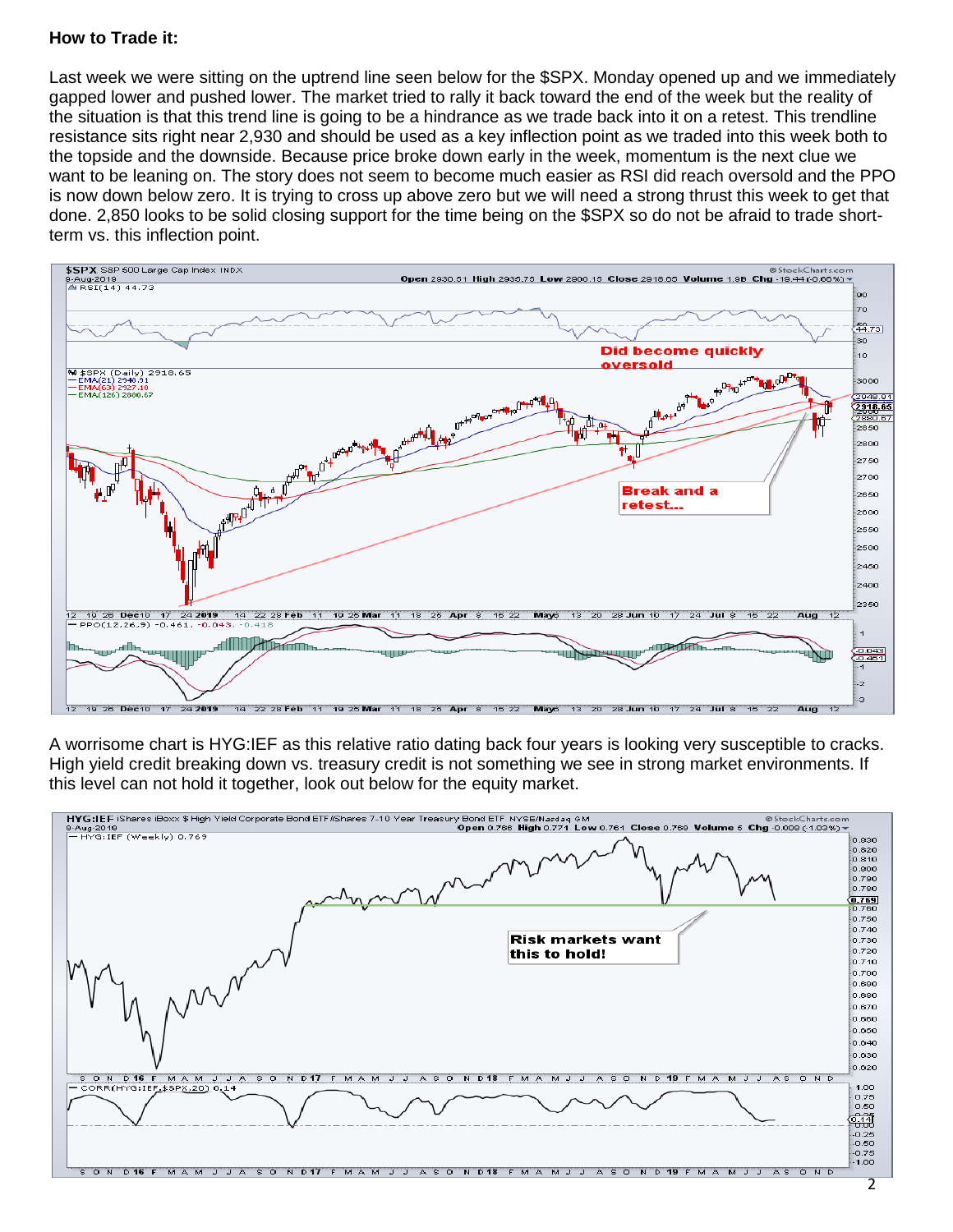**How to Trade it:**

Last week we were sitting on the uptrend line seen below for the $SPX. Monday opened up and we immediately gapped lower and pushed lower. The market tried to rally it back toward the end of the week but the reality of the situation is that this trend line is going to be a hindrance as we trade back into it on a retest. This trendline resistance sits right near 2,930 and should be used as a key inflection point as we traded into this week both to the topside and the downside. Because price broke down early in the week, momentum is the next clue we want to be leaning on. The story does not seem to become much easier as RSI did reach oversold and the PPO is now down below zero. It is trying to cross up above zero but we will need a strong thrust this week to get that done. 2,850 looks to be solid closing support for the time being on the $SPX so do not be afraid to trade short-term vs. this inflection point.

$SPX S&P 500 Large Cap Index INDX
9-Aug-2019
Open 2930.51 High 2935.75 Low 2900.15 Close 2918.65 Volume 1.9B Chg -19.44 (-0.66%)
RSI(14) 44.73
Did become quickly oversold
$SPX (Daily) 2918.65
EMA(21) 2948.91
EMA(63) 2927.10
EMA(126) 2880.67
Break and a retest...
PPO(12,26,9) -0.461, -0.043, -0.418

A worrisome chart is HYG:IEF as this relative ratio dating back four years is looking very susceptible to cracks. High yield credit breaking down vs. treasury credit is not something we see in strong market environments. If this level can not hold it together, look out below for the equity market.

HYG:IEF iShares iBoxx $ High Yield Corporate Bond ETF/iShares 7-10 Year Treasury Bond ETF NYSE/Nasdaq GM
9-Aug-2019
Open 0.766 High 0.771 Low 0.761 Close 0.769 Volume 5 Chg -0.008 (-1.03%)
HYG:IEF (Weekly) 0.769
Risk markets want this to hold!
CORR(HYG:IEF,$SPX,20) 0.14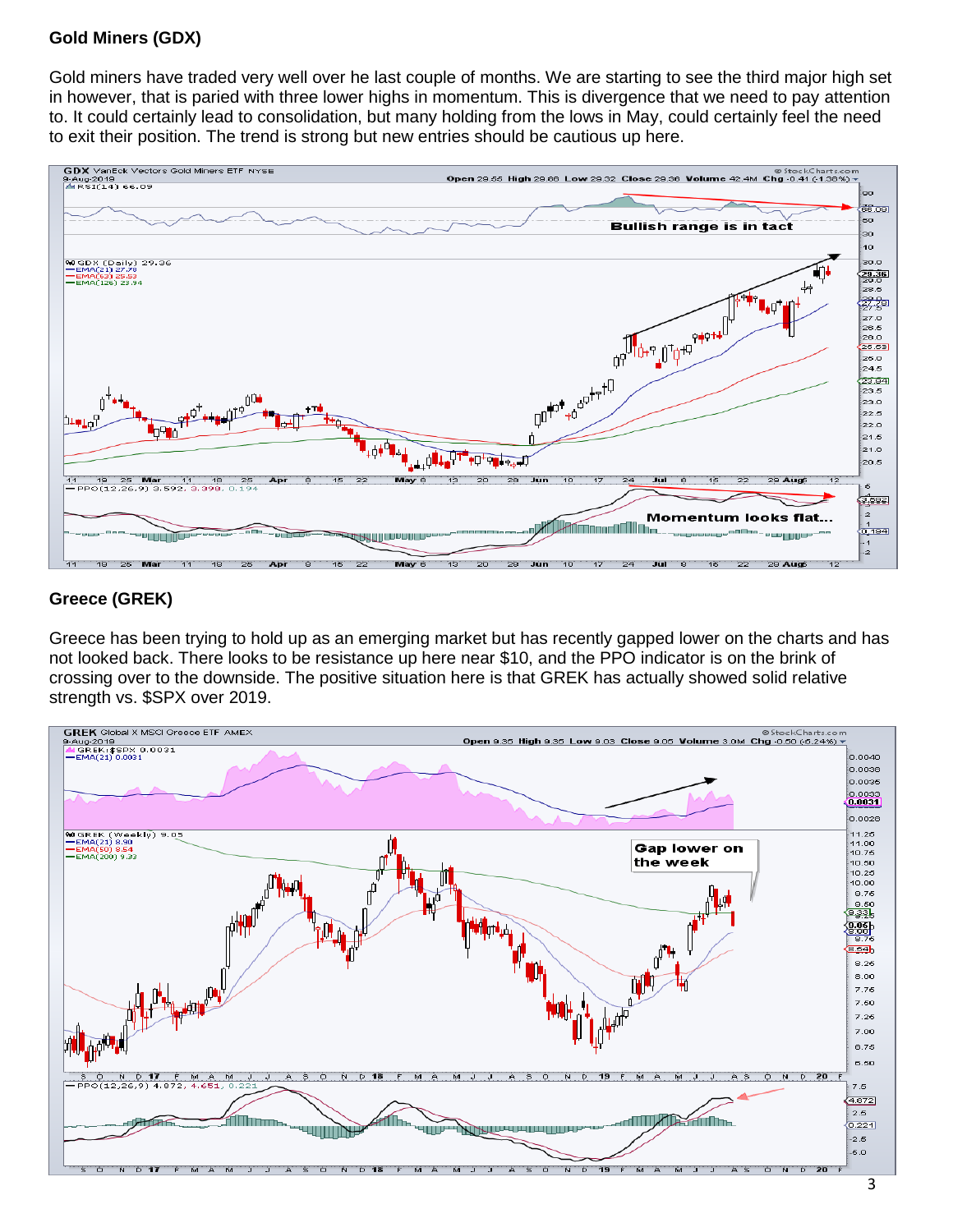**Gold Miners (GDX)**

Gold miners have traded very well over he last couple of months. We are starting to see the third major high set in however, that is paried with three lower highs in momentum. This is divergence that we need to pay attention to. It could certainly lead to consolidation, but many holding from the lows in May, could certainly feel the need to exit their position. The trend is strong but new entries should be cautious up here.

GDX VanEck Vectors Gold Miners ETF NYSE
9-Aug-2019
Open 29.55 High 29.66 Low 29.32 Close 29.36 Volume 42.4M Chg -0.41 (-1.38%)
RSI(14) 66.09
Bullish range is in tact
GDX (Daily) 29.36
EMA(21) 27.78
EMA(63) 25.53
EMA(126) 23.94
PPO(12,26,9) 3.592, 3.398, 0.194
Momentum looks flat...

**Greece (GREK)**

Greece has been trying to hold up as an emerging market but has recently gapped lower on the charts and has not looked back. There looks to be resistance up here near $10, and the PPO indicator is on the brink of crossing over to the downside. The positive situation here is that GREK has actually showed solid relative strength vs. $SPX over 2019.

GREK Global X MSCI Greece ETF AMEX
9-Aug-2019
Open 9.35 High 9.35 Low 9.03 Close 9.05 Volume 3.0M Chg -0.50 (-5.24%)
GREK:$SPX 0.0031
EMA(21) 0.0031
GREK (Weekly) 9.05
EMA(21) 8.90
EMA(50) 8.54
EMA(200) 9.33
Gap lower on the week
PPO(12,26,9) 4.872, 4.651, 0.221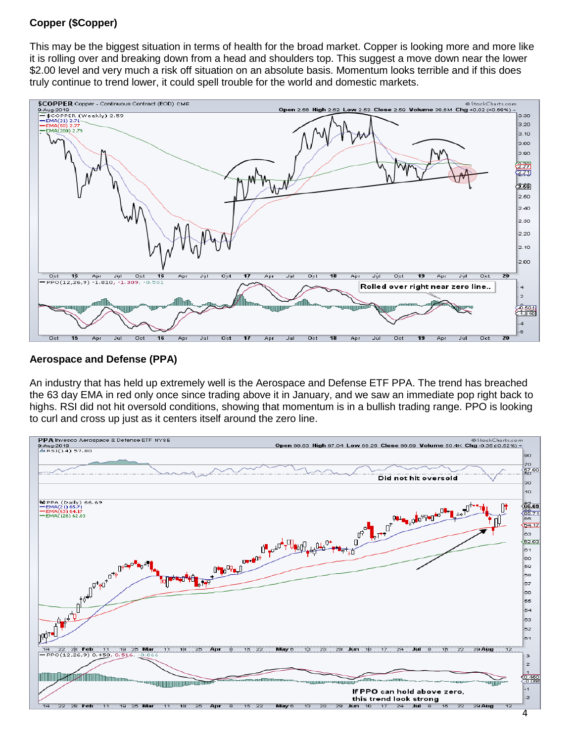**Copper ($Copper)**

This may be the biggest situation in terms of health for the broad market. Copper is looking more and more like it is rolling over and breaking down from a head and shoulders top. This suggest a move down near the lower $2.00 level and very much a risk off situation on an absolute basis. Momentum looks terrible and if this does truly continue to trend lower, it could spell trouble for the world and domestic markets.

**Aerospace and Defense (PPA)**

An industry that has held up extremely well is the Aerospace and Defense ETF PPA. The trend has breached the 63 day EMA in red only once since trading above it in January, and we saw an immediate pop right back to highs. RSI did not hit oversold conditions, showing that momentum is in a bullish trading range. PPO is looking to curl and cross up just as it centers itself around the zero line.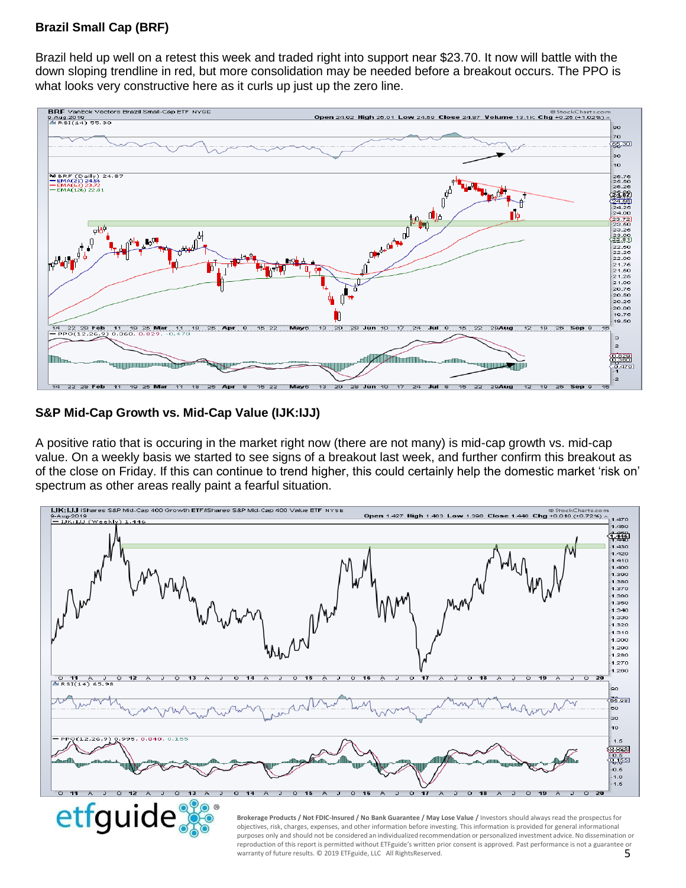**Brazil Small Cap (BRF)**

Brazil held up well on a retest this week and traded right into support near $23.70. It now will battle with the down sloping trendline in red, but more consolidation may be needed before a breakout occurs. The PPO is what looks very constructive here as it curls up just up the zero line.

BRF VanEck Vectors Brazil Small-Cap ETF NYSE
9-Aug-2019
Open 24.02 High 25.01 Low 24.60 Close 24.87 Volume 13.1K Chg +0.25 (+1.02%)
RSI(14) 55.30
BRF (Daily) 24.87
EMA(21) 24.55
EMA(63) 23.72
EMA(126) 22.81
PPO(12,26,9) 0.360, 0.829, -0.470
© StockCharts.com

**S&P Mid-Cap Growth vs. Mid-Cap Value (IJK:IJJ)**

A positive ratio that is occuring in the market right now (there are not many) is mid-cap growth vs. mid-cap value. On a weekly basis we started to see signs of a breakout last week, and further confirm this breakout as of the close on Friday. If this can continue to trend higher, this could certainly help the domestic market 'risk on' spectrum as other areas really paint a fearful situation.

IJK:IJJ iShares S&P Mid-Cap 400 Growth ETF/iShares S&P Mid-Cap 400 Value ETF NYSE
9-Aug-2019
Open 1.427 High 1.463 Low 1.398 Close 1.446 Chg +0.010 (+0.72%)
IJK:IJJ (Weekly) 1.446
RSI(14) 65.98
PPO(12,26,9) 0.995, 0.840, 0.155
© StockCharts.com

Brokerage Products / Not FDIC-Insured / No Bank Guarantee / May Lose Value / Investors should always read the prospectus for objectives, risk, charges, expenses, and other information before investing. This information is provided for general informational purposes only and should not be considered an individualized recommendation or personalized investment advice. No dissemination or reproduction of this report is permitted without ETFguide's written prior consent is approved. Past performance is not a guarantee or warranty of future results. © 2019 ETFguide, LLC All RightsReserved.